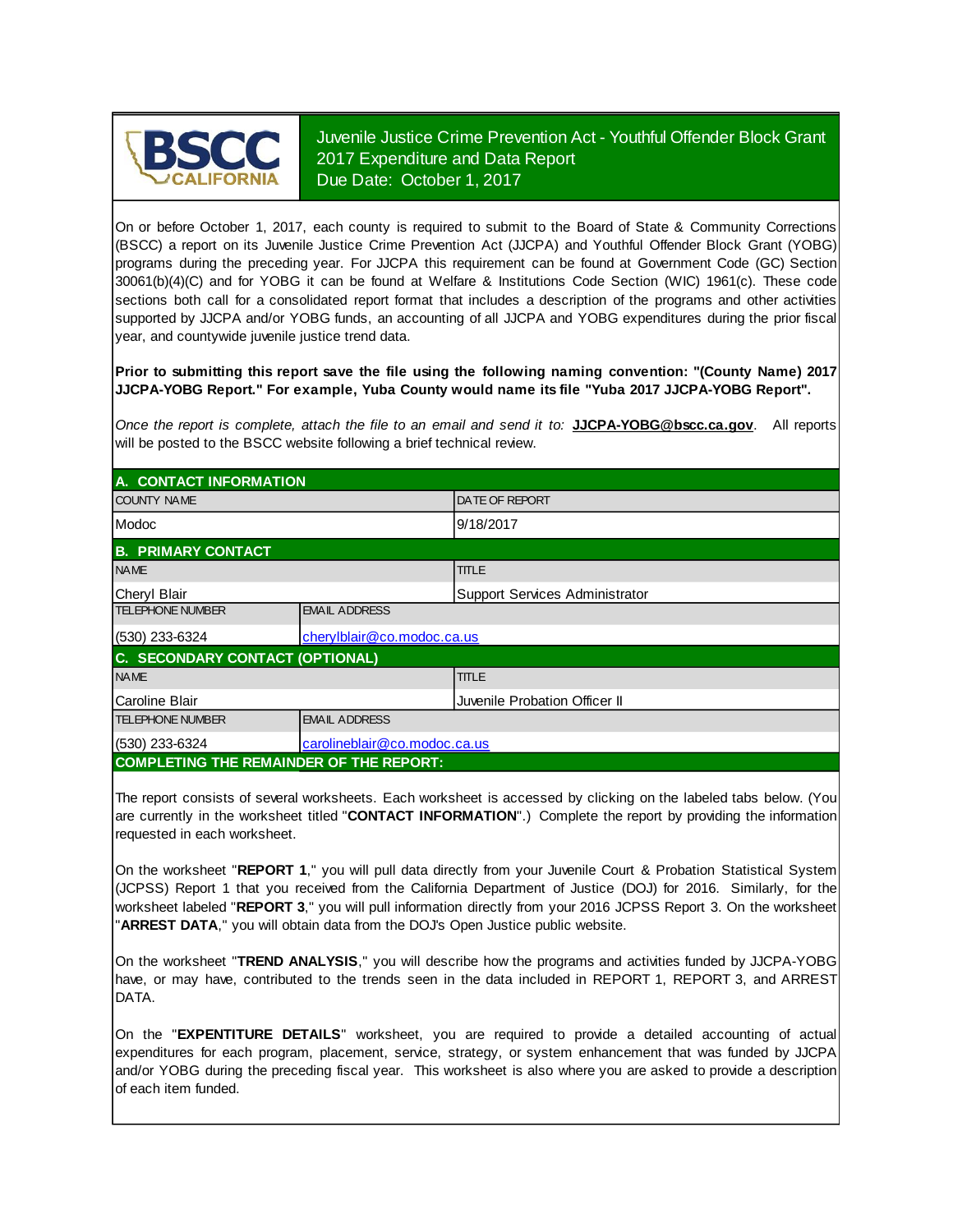BSCC CALIFORNIA

# Juvenile Justice Crime Prevention Act - Youthful Offender Block Grant
2017 Expenditure and Data Report
Due Date: October 1, 2017

On or before October 1, 2017, each county is required to submit to the Board of State & Community Corrections (BSCC) a report on its Juvenile Justice Crime Prevention Act (JJCPA) and Youthful Offender Block Grant (YOBG) programs during the preceding year. For JJCPA this requirement can be found at Government Code (GC) Section 30061(b)(4)(C) and for YOBG it can be found at Welfare & Institutions Code Section (WIC) 1961(c). These code sections both call for a consolidated report format that includes a description of the programs and other activities supported by JJCPA and/or YOBG funds, an accounting of all JJCPA and YOBG expenditures during the prior fiscal year, and countywide juvenile justice trend data.

**Prior to submitting this report save the file using the following naming convention: "(County Name) 2017 JJCPA-YOBG Report." For example, Yuba County would name its file "Yuba 2017 JJCPA-YOBG Report".**

*Once the report is complete, attach the file to an email and send it to:* **JJCPA-YOBG@bscc.ca.gov**. All reports will be posted to the BSCC website following a brief technical review.

## A. CONTACT INFORMATION

| COUNTY NAME | DATE OF REPORT |
|---|---|
| Modoc | 9/18/2017 |

## B. PRIMARY CONTACT

| NAME | TITLE |
|---|---|
| Cheryl Blair | Support Services Administrator |

| TELEPHONE NUMBER | EMAIL ADDRESS |
|---|---|
| (530) 233-6324 | cherylblair@co.modoc.ca.us |

## C. SECONDARY CONTACT (OPTIONAL)

| NAME | TITLE |
|---|---|
| Caroline Blair | Juvenile Probation Officer II |

| TELEPHONE NUMBER | EMAIL ADDRESS |
|---|---|
| (530) 233-6324 | carolineblair@co.modoc.ca.us |

## COMPLETING THE REMAINDER OF THE REPORT:

The report consists of several worksheets. Each worksheet is accessed by clicking on the labeled tabs below. (You are currently in the worksheet titled "**CONTACT INFORMATION**".) Complete the report by providing the information requested in each worksheet.

On the worksheet "**REPORT 1**," you will pull data directly from your Juvenile Court & Probation Statistical System (JCPSS) Report 1 that you received from the California Department of Justice (DOJ) for 2016. Similarly, for the worksheet labeled "**REPORT 3**," you will pull information directly from your 2016 JCPSS Report 3. On the worksheet "**ARREST DATA**," you will obtain data from the DOJ's Open Justice public website.

On the worksheet "**TREND ANALYSIS**," you will describe how the programs and activities funded by JJCPA-YOBG have, or may have, contributed to the trends seen in the data included in REPORT 1, REPORT 3, and ARREST DATA.

On the "**EXPENTITURE DETAILS**" worksheet, you are required to provide a detailed accounting of actual expenditures for each program, placement, service, strategy, or system enhancement that was funded by JJCPA and/or YOBG during the preceding fiscal year. This worksheet is also where you are asked to provide a description of each item funded.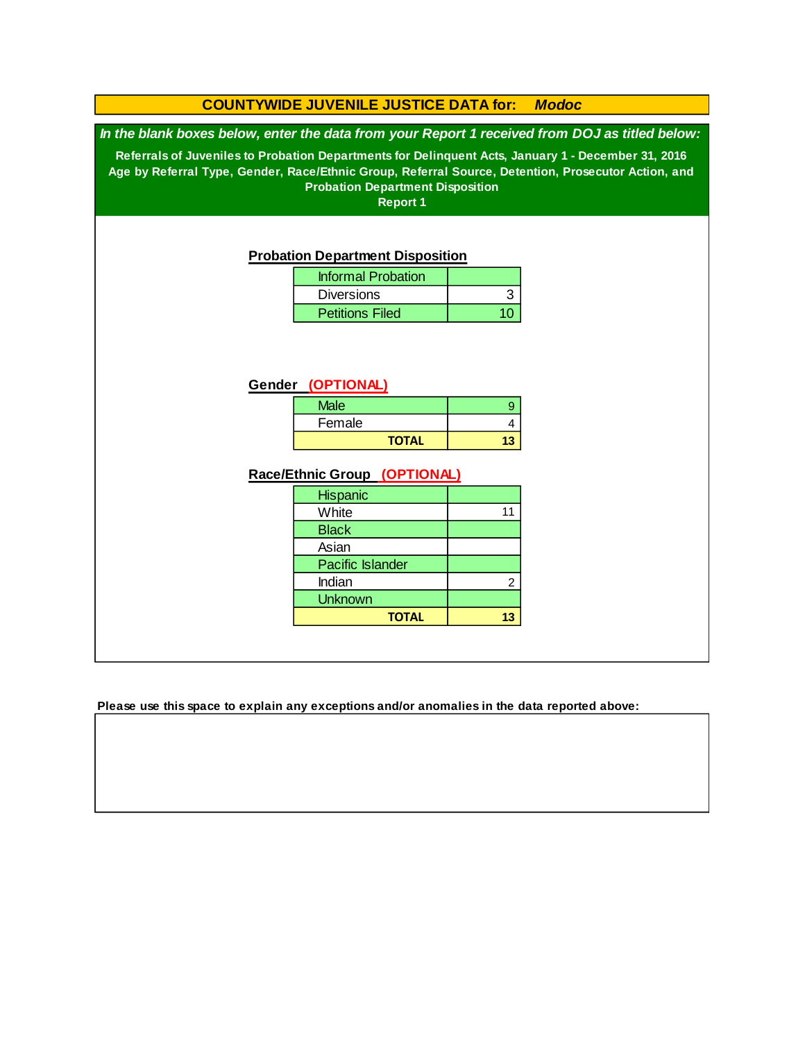# COUNTYWIDE JUVENILE JUSTICE DATA for: *Modoc*

***In the blank boxes below, enter the data from your Report 1 received from DOJ as titled below:***

**Referrals of Juveniles to Probation Departments for Delinquent Acts, January 1 - December 31, 2016**
**Age by Referral Type, Gender, Race/Ethnic Group, Referral Source, Detention, Prosecutor Action, and Probation Department Disposition**
**Report 1**

## Probation Department Disposition

| | |
|---|---|
| Informal Probation | |
| Diversions | 3 |
| Petitions Filed | 10 |

## Gender (OPTIONAL)

| | |
|---|---|
| Male | 9 |
| Female | 4 |
| **TOTAL** | **13** |

## Race/Ethnic Group (OPTIONAL)

| | |
|---|---|
| Hispanic | |
| White | 11 |
| Black | |
| Asian | |
| Pacific Islander | |
| Indian | 2 |
| Unknown | |
| **TOTAL** | **13** |

**Please use this space to explain any exceptions and/or anomalies in the data reported above:**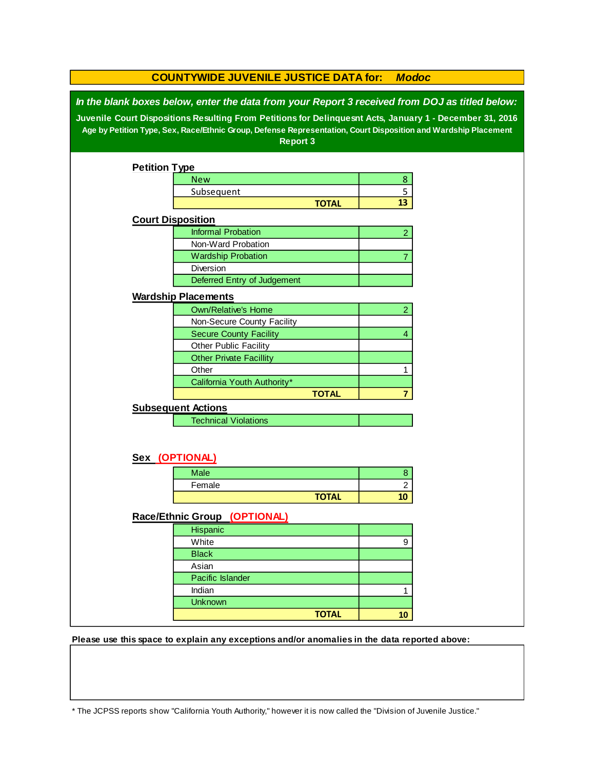# COUNTYWIDE JUVENILE JUSTICE DATA for: *Modoc*

***In the blank boxes below, enter the data from your Report 3 received from DOJ as titled below:***

**Juvenile Court Dispositions Resulting From Petitions for Delinquesnt Acts, January 1 - December 31, 2016**

**Age by Petition Type, Sex, Race/Ethnic Group, Defense Representation, Court Disposition and Wardship Placement**

**Report 3**

## Petition Type

| | |
|---|---|
| New | 8 |
| Subsequent | 5 |
| **TOTAL** | **13** |

## Court Disposition

| | |
|---|---|
| Informal Probation | 2 |
| Non-Ward Probation | |
| Wardship Probation | 7 |
| Diversion | |
| Deferred Entry of Judgement | |

## Wardship Placements

| | |
|---|---|
| Own/Relative's Home | 2 |
| Non-Secure County Facility | |
| Secure County Facility | 4 |
| Other Public Facility | |
| Other Private Facillity | |
| Other | 1 |
| California Youth Authority* | |
| **TOTAL** | **7** |

## Subsequent Actions

| | |
|---|---|
| Technical Violations | |

## Sex (OPTIONAL)

| | |
|---|---|
| Male | 8 |
| Female | 2 |
| **TOTAL** | **10** |

## Race/Ethnic Group (OPTIONAL)

| | |
|---|---|
| Hispanic | |
| White | 9 |
| Black | |
| Asian | |
| Pacific Islander | |
| Indian | 1 |
| Unknown | |
| **TOTAL** | **10** |

**Please use this space to explain any exceptions and/or anomalies in the data reported above:**

* The JCPSS reports show "California Youth Authority," however it is now called the "Division of Juvenile Justice."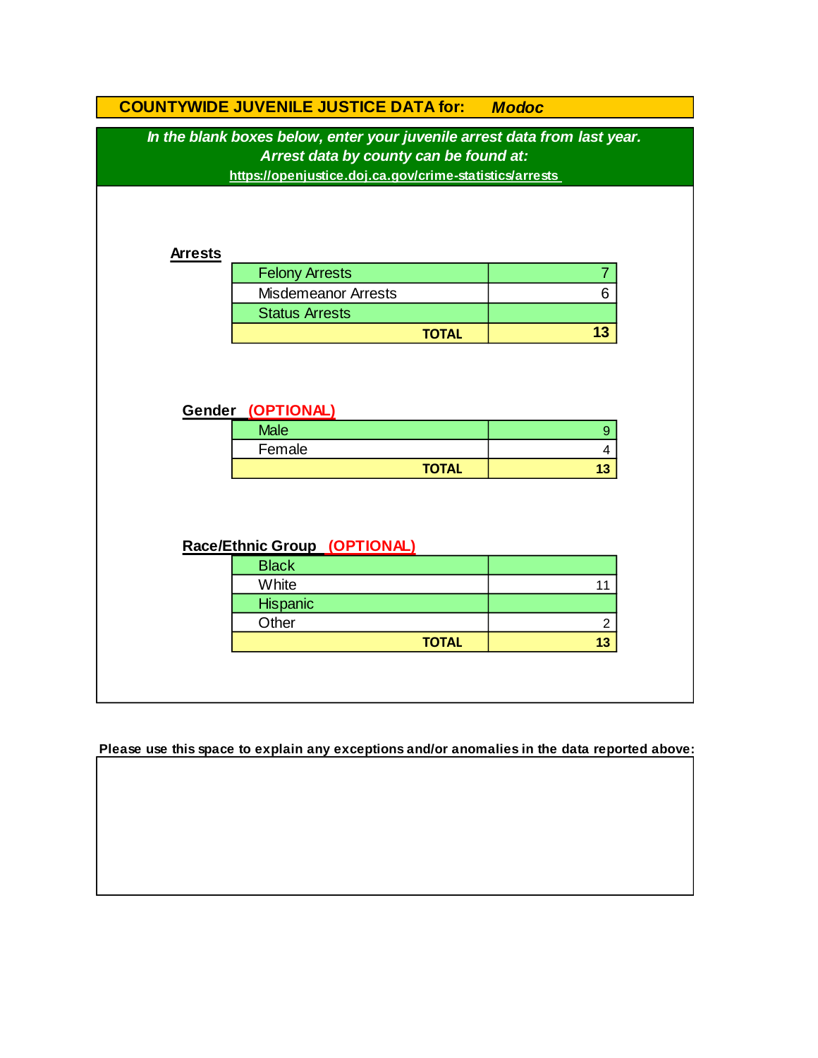## COUNTYWIDE JUVENILE JUSTICE DATA for: *Modoc*

***In the blank boxes below, enter your juvenile arrest data from last year.***
***Arrest data by county can be found at:***
**https://openjustice.doj.ca.gov/crime-statistics/arrests**

### Arrests

| | |
|---|---|
| Felony Arrests | 7 |
| Misdemeanor Arrests | 6 |
| Status Arrests | |
| **TOTAL** | **13** |

### Gender (OPTIONAL)

| | |
|---|---|
| Male | 9 |
| Female | 4 |
| **TOTAL** | **13** |

### Race/Ethnic Group (OPTIONAL)

| | |
|---|---|
| Black | |
| White | 11 |
| Hispanic | |
| Other | 2 |
| **TOTAL** | **13** |

**Please use this space to explain any exceptions and/or anomalies in the data reported above:**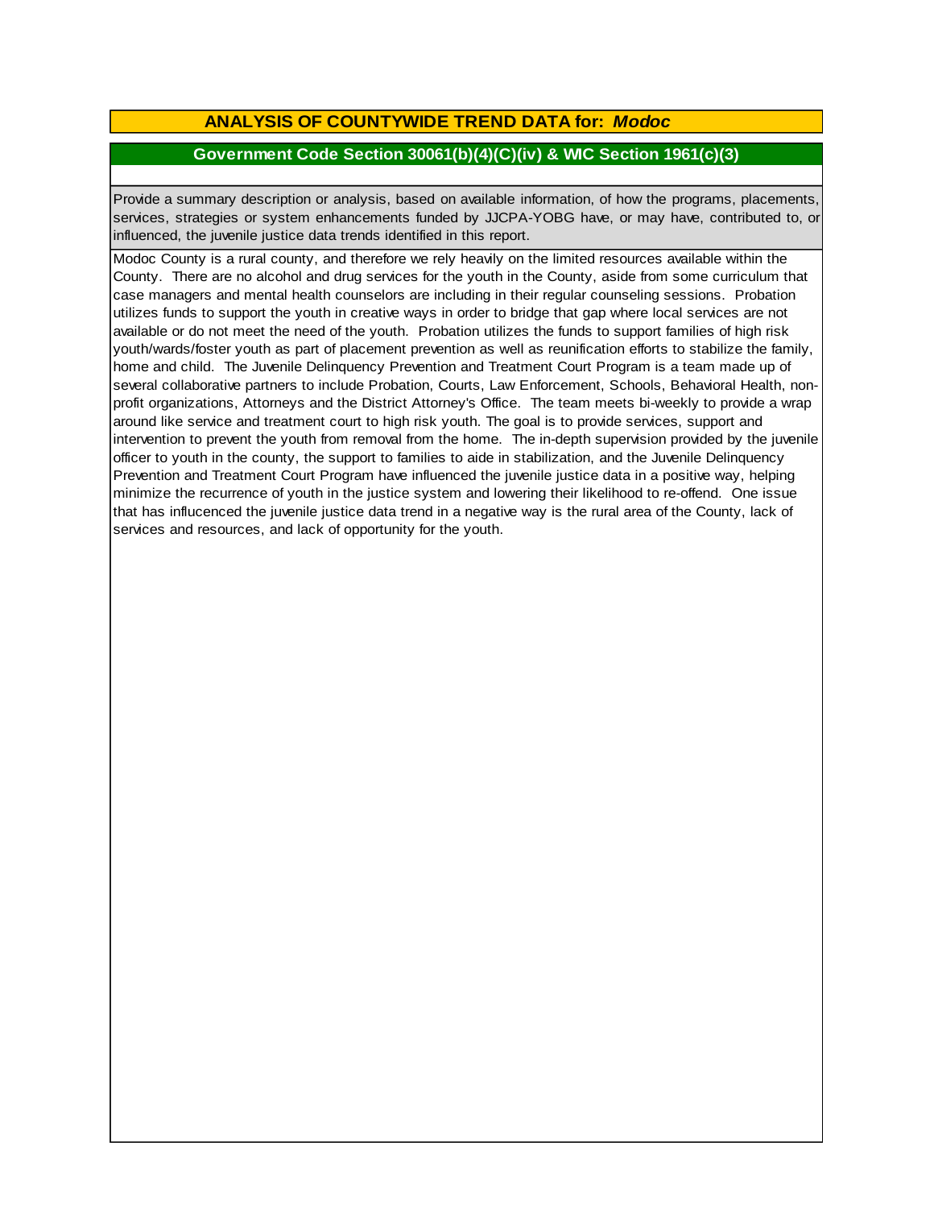## ANALYSIS OF COUNTYWIDE TREND DATA for: *Modoc*

### Government Code Section 30061(b)(4)(C)(iv) & WIC Section 1961(c)(3)

Provide a summary description or analysis, based on available information, of how the programs, placements, services, strategies or system enhancements funded by JJCPA-YOBG have, or may have, contributed to, or influenced, the juvenile justice data trends identified in this report.

Modoc County is a rural county, and therefore we rely heavily on the limited resources available within the County. There are no alcohol and drug services for the youth in the County, aside from some curriculum that case managers and mental health counselors are including in their regular counseling sessions. Probation utilizes funds to support the youth in creative ways in order to bridge that gap where local services are not available or do not meet the need of the youth. Probation utilizes the funds to support families of high risk youth/wards/foster youth as part of placement prevention as well as reunification efforts to stabilize the family, home and child. The Juvenile Delinquency Prevention and Treatment Court Program is a team made up of several collaborative partners to include Probation, Courts, Law Enforcement, Schools, Behavioral Health, non-profit organizations, Attorneys and the District Attorney's Office. The team meets bi-weekly to provide a wrap around like service and treatment court to high risk youth. The goal is to provide services, support and intervention to prevent the youth from removal from the home. The in-depth supervision provided by the juvenile officer to youth in the county, the support to families to aide in stabilization, and the Juvenile Delinquency Prevention and Treatment Court Program have influenced the juvenile justice data in a positive way, helping minimize the recurrence of youth in the justice system and lowering their likelihood to re-offend. One issue that has influcenced the juvenile justice data trend in a negative way is the rural area of the County, lack of services and resources, and lack of opportunity for the youth.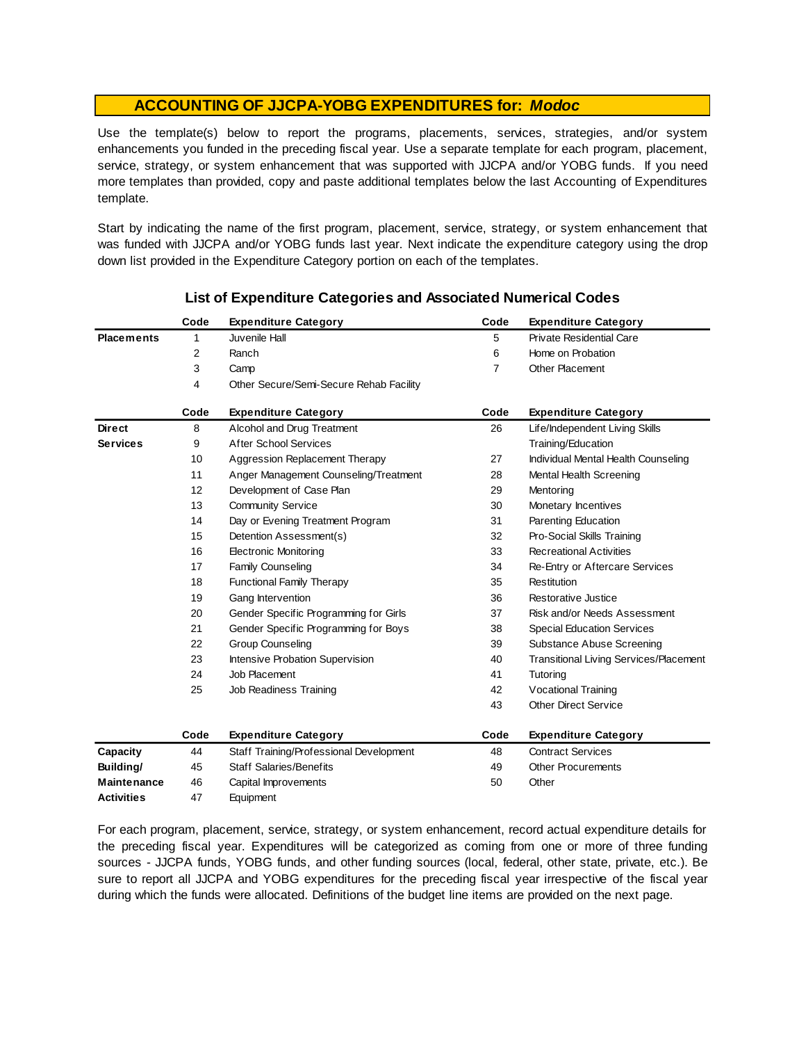## ACCOUNTING OF JJCPA-YOBG EXPENDITURES for: *Modoc*

Use the template(s) below to report the programs, placements, services, strategies, and/or system enhancements you funded in the preceding fiscal year. Use a separate template for each program, placement, service, strategy, or system enhancement that was supported with JJCPA and/or YOBG funds. If you need more templates than provided, copy and paste additional templates below the last Accounting of Expenditures template.

Start by indicating the name of the first program, placement, service, strategy, or system enhancement that was funded with JJCPA and/or YOBG funds last year. Next indicate the expenditure category using the drop down list provided in the Expenditure Category portion on each of the templates.

### List of Expenditure Categories and Associated Numerical Codes

| | Code | Expenditure Category | Code | Expenditure Category |
|---|---|---|---|---|
| **Placements** | 1 | Juvenile Hall | 5 | Private Residential Care |
| | 2 | Ranch | 6 | Home on Probation |
| | 3 | Camp | 7 | Other Placement |
| | 4 | Other Secure/Semi-Secure Rehab Facility | | |

| | Code | Expenditure Category | Code | Expenditure Category |
|---|---|---|---|---|
| **Direct Services** | 8 | Alcohol and Drug Treatment | 26 | Life/Independent Living Skills Training/Education |
| | 9 | After School Services | | |
| | 10 | Aggression Replacement Therapy | 27 | Individual Mental Health Counseling |
| | 11 | Anger Management Counseling/Treatment | 28 | Mental Health Screening |
| | 12 | Development of Case Plan | 29 | Mentoring |
| | 13 | Community Service | 30 | Monetary Incentives |
| | 14 | Day or Evening Treatment Program | 31 | Parenting Education |
| | 15 | Detention Assessment(s) | 32 | Pro-Social Skills Training |
| | 16 | Electronic Monitoring | 33 | Recreational Activities |
| | 17 | Family Counseling | 34 | Re-Entry or Aftercare Services |
| | 18 | Functional Family Therapy | 35 | Restitution |
| | 19 | Gang Intervention | 36 | Restorative Justice |
| | 20 | Gender Specific Programming for Girls | 37 | Risk and/or Needs Assessment |
| | 21 | Gender Specific Programming for Boys | 38 | Special Education Services |
| | 22 | Group Counseling | 39 | Substance Abuse Screening |
| | 23 | Intensive Probation Supervision | 40 | Transitional Living Services/Placement |
| | 24 | Job Placement | 41 | Tutoring |
| | 25 | Job Readiness Training | 42 | Vocational Training |
| | | | 43 | Other Direct Service |

| | Code | Expenditure Category | Code | Expenditure Category |
|---|---|---|---|---|
| **Capacity Building/ Maintenance Activities** | 44 | Staff Training/Professional Development | 48 | Contract Services |
| | 45 | Staff Salaries/Benefits | 49 | Other Procurements |
| | 46 | Capital Improvements | 50 | Other |
| | 47 | Equipment | | |

For each program, placement, service, strategy, or system enhancement, record actual expenditure details for the preceding fiscal year. Expenditures will be categorized as coming from one or more of three funding sources - JJCPA funds, YOBG funds, and other funding sources (local, federal, other state, private, etc.). Be sure to report all JJCPA and YOBG expenditures for the preceding fiscal year irrespective of the fiscal year during which the funds were allocated. Definitions of the budget line items are provided on the next page.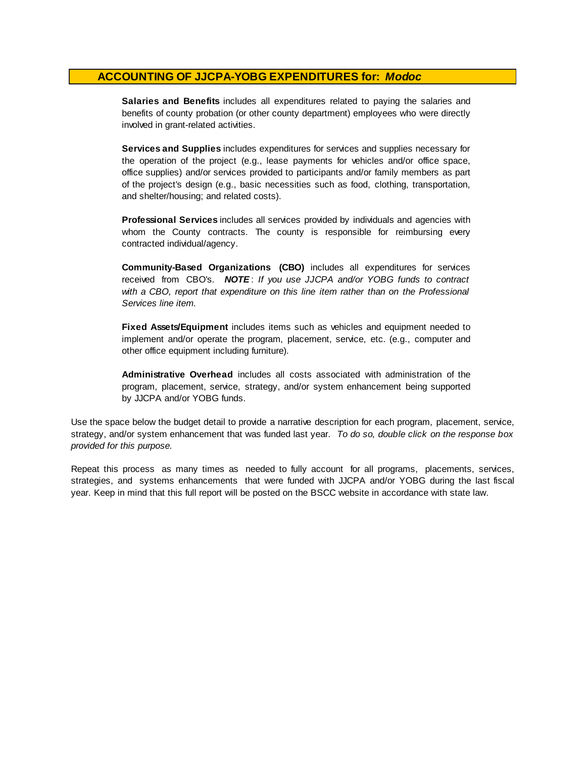## ACCOUNTING OF JJCPA-YOBG EXPENDITURES for: *Modoc*

**Salaries and Benefits** includes all expenditures related to paying the salaries and benefits of county probation (or other county department) employees who were directly involved in grant-related activities.

**Services and Supplies** includes expenditures for services and supplies necessary for the operation of the project (e.g., lease payments for vehicles and/or office space, office supplies) and/or services provided to participants and/or family members as part of the project's design (e.g., basic necessities such as food, clothing, transportation, and shelter/housing; and related costs).

**Professional Services** includes all services provided by individuals and agencies with whom the County contracts. The county is responsible for reimbursing every contracted individual/agency.

**Community-Based Organizations (CBO)** includes all expenditures for services received from CBO's. ***NOTE***: *If you use JJCPA and/or YOBG funds to contract with a CBO, report that expenditure on this line item rather than on the Professional Services line item.*

**Fixed Assets/Equipment** includes items such as vehicles and equipment needed to implement and/or operate the program, placement, service, etc. (e.g., computer and other office equipment including furniture).

**Administrative Overhead** includes all costs associated with administration of the program, placement, service, strategy, and/or system enhancement being supported by JJCPA and/or YOBG funds.

Use the space below the budget detail to provide a narrative description for each program, placement, service, strategy, and/or system enhancement that was funded last year. *To do so, double click on the response box provided for this purpose.*

Repeat this process as many times as needed to fully account for all programs, placements, services, strategies, and systems enhancements that were funded with JJCPA and/or YOBG during the last fiscal year. Keep in mind that this full report will be posted on the BSCC website in accordance with state law.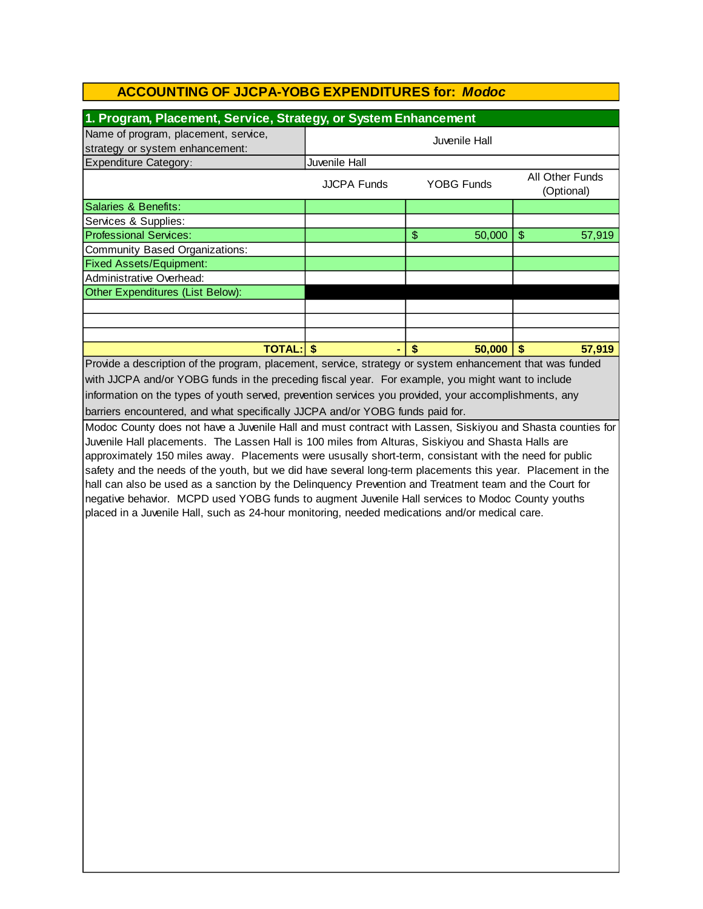## ACCOUNTING OF JJCPA-YOBG EXPENDITURES for: *Modoc*

### 1. Program, Placement, Service, Strategy, or System Enhancement

| | | | |
|---|---|---|---|
| Name of program, placement, service, strategy or system enhancement: | Juvenile Hall | | |
| Expenditure Category: | Juvenile Hall | | |
| | JJCPA Funds | YOBG Funds | All Other Funds (Optional) |
| Salaries & Benefits: | | | |
| Services & Supplies: | | | |
| Professional Services: | | $ 50,000 | $ 57,919 |
| Community Based Organizations: | | | |
| Fixed Assets/Equipment: | | | |
| Administrative Overhead: | | | |
| Other Expenditures (List Below): | | | |
| | | | |
| | | | |
| | | | |
| **TOTAL:** | **$ -** | **$ 50,000** | **$ 57,919** |

Provide a description of the program, placement, service, strategy or system enhancement that was funded with JJCPA and/or YOBG funds in the preceding fiscal year. For example, you might want to include information on the types of youth served, prevention services you provided, your accomplishments, any barriers encountered, and what specifically JJCPA and/or YOBG funds paid for.

Modoc County does not have a Juvenile Hall and must contract with Lassen, Siskiyou and Shasta counties for Juvenile Hall placements. The Lassen Hall is 100 miles from Alturas, Siskiyou and Shasta Halls are approximately 150 miles away. Placements were ususally short-term, consistant with the need for public safety and the needs of the youth, but we did have several long-term placements this year. Placement in the hall can also be used as a sanction by the Delinquency Prevention and Treatment team and the Court for negative behavior. MCPD used YOBG funds to augment Juvenile Hall services to Modoc County youths placed in a Juvenile Hall, such as 24-hour monitoring, needed medications and/or medical care.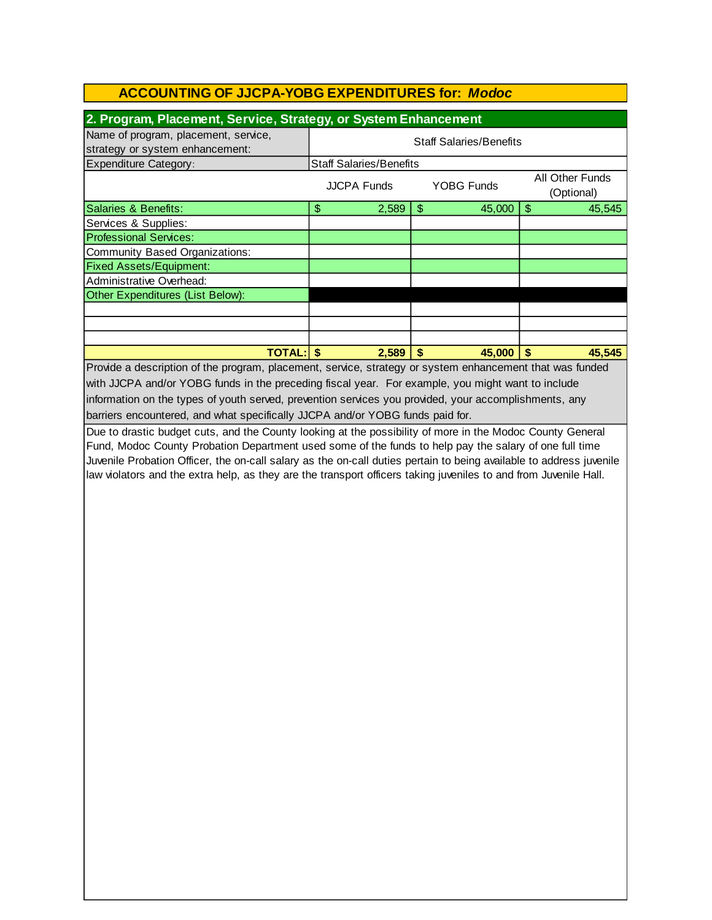## ACCOUNTING OF JJCPA-YOBG EXPENDITURES for: *Modoc*

### 2. Program, Placement, Service, Strategy, or System Enhancement

| | | | |
|---|---|---|---|
| Name of program, placement, service, strategy or system enhancement: | Staff Salaries/Benefits | | |
| Expenditure Category: | Staff Salaries/Benefits | | |
| | JJCPA Funds | YOBG Funds | All Other Funds (Optional) |
| Salaries & Benefits: | $ 2,589 | $ 45,000 | $ 45,545 |
| Services & Supplies: | | | |
| Professional Services: | | | |
| Community Based Organizations: | | | |
| Fixed Assets/Equipment: | | | |
| Administrative Overhead: | | | |
| Other Expenditures (List Below): | | | |
| | | | |
| | | | |
| | | | |
| **TOTAL:** | **$ 2,589** | **$ 45,000** | **$ 45,545** |

Provide a description of the program, placement, service, strategy or system enhancement that was funded with JJCPA and/or YOBG funds in the preceding fiscal year. For example, you might want to include information on the types of youth served, prevention services you provided, your accomplishments, any barriers encountered, and what specifically JJCPA and/or YOBG funds paid for.

Due to drastic budget cuts, and the County looking at the possibility of more in the Modoc County General Fund, Modoc County Probation Department used some of the funds to help pay the salary of one full time Juvenile Probation Officer, the on-call salary as the on-call duties pertain to being available to address juvenile law violators and the extra help, as they are the transport officers taking juveniles to and from Juvenile Hall.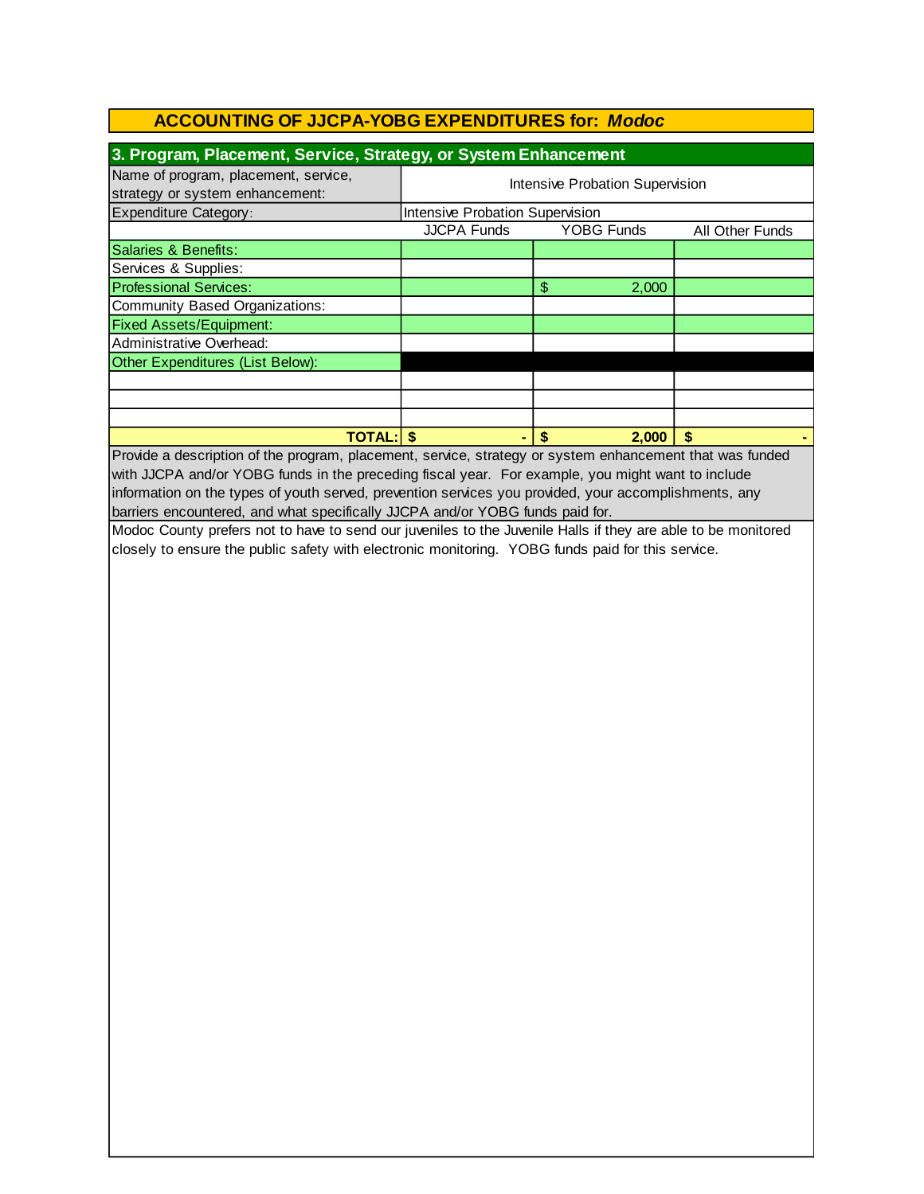## ACCOUNTING OF JJCPA-YOBG EXPENDITURES for: *Modoc*

### 3. Program, Placement, Service, Strategy, or System Enhancement

| | | | |
|---|---|---|---|
| Name of program, placement, service, strategy or system enhancement: | Intensive Probation Supervision | | |
| Expenditure Category: | Intensive Probation Supervision | | |
| | JJCPA Funds | YOBG Funds | All Other Funds |
| Salaries & Benefits: | | | |
| Services & Supplies: | | | |
| Professional Services: | | $ 2,000 | |
| Community Based Organizations: | | | |
| Fixed Assets/Equipment: | | | |
| Administrative Overhead: | | | |
| Other Expenditures (List Below): | | | |
| | | | |
| | | | |
| | | | |
| **TOTAL:** | **$ -** | **$ 2,000** | **$ -** |

Provide a description of the program, placement, service, strategy or system enhancement that was funded with JJCPA and/or YOBG funds in the preceding fiscal year. For example, you might want to include information on the types of youth served, prevention services you provided, your accomplishments, any barriers encountered, and what specifically JJCPA and/or YOBG funds paid for.

Modoc County prefers not to have to send our juveniles to the Juvenile Halls if they are able to be monitored closely to ensure the public safety with electronic monitoring. YOBG funds paid for this service.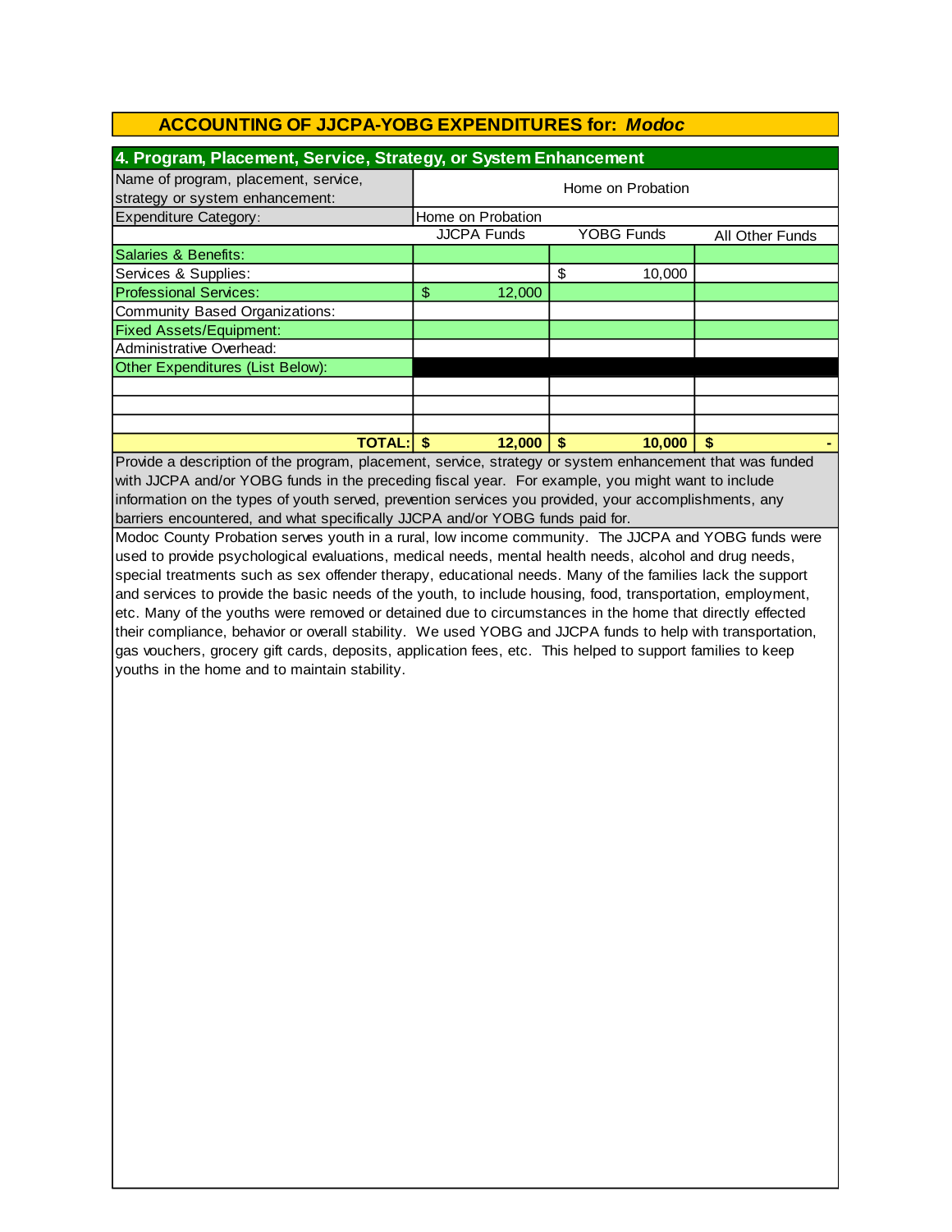## ACCOUNTING OF JJCPA-YOBG EXPENDITURES for: *Modoc*

### 4. Program, Placement, Service, Strategy, or System Enhancement

| | | | |
|---|---|---|---|
| Name of program, placement, service, strategy or system enhancement: | Home on Probation | | |
| Expenditure Category: | Home on Probation | | |
| | JJCPA Funds | YOBG Funds | All Other Funds |
| Salaries & Benefits: | | | |
| Services & Supplies: | | $ 10,000 | |
| Professional Services: | $ 12,000 | | |
| Community Based Organizations: | | | |
| Fixed Assets/Equipment: | | | |
| Administrative Overhead: | | | |
| Other Expenditures (List Below): | | | |
| | | | |
| | | | |
| | | | |
| **TOTAL:** | **$ 12,000** | **$ 10,000** | **$ -** |

Provide a description of the program, placement, service, strategy or system enhancement that was funded with JJCPA and/or YOBG funds in the preceding fiscal year. For example, you might want to include information on the types of youth served, prevention services you provided, your accomplishments, any barriers encountered, and what specifically JJCPA and/or YOBG funds paid for.

Modoc County Probation serves youth in a rural, low income community. The JJCPA and YOBG funds were used to provide psychological evaluations, medical needs, mental health needs, alcohol and drug needs, special treatments such as sex offender therapy, educational needs. Many of the families lack the support and services to provide the basic needs of the youth, to include housing, food, transportation, employment, etc. Many of the youths were removed or detained due to circumstances in the home that directly effected their compliance, behavior or overall stability. We used YOBG and JJCPA funds to help with transportation, gas vouchers, grocery gift cards, deposits, application fees, etc. This helped to support families to keep youths in the home and to maintain stability.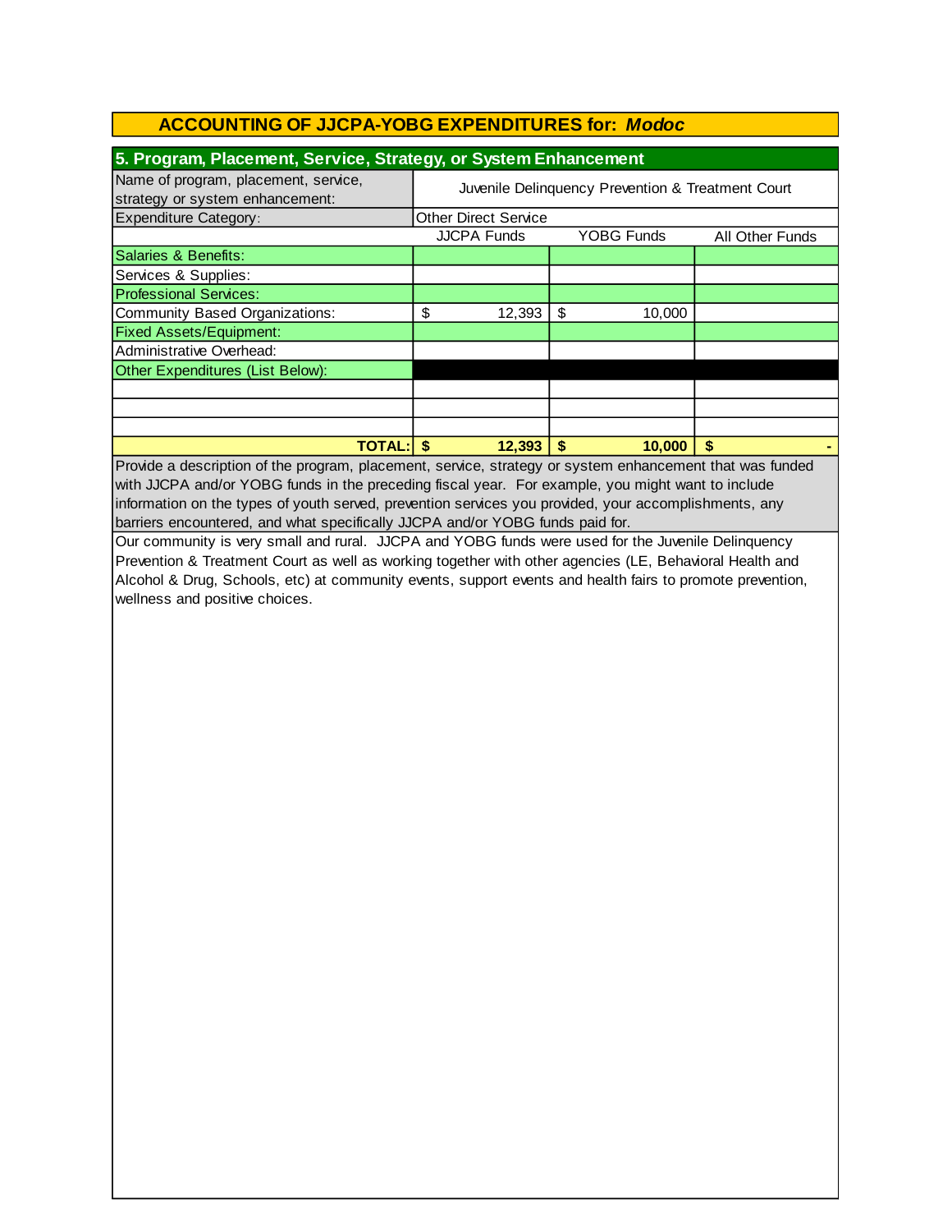## ACCOUNTING OF JJCPA-YOBG EXPENDITURES for: *Modoc*

### 5. Program, Placement, Service, Strategy, or System Enhancement

| | | | |
|---|---|---|---|
| Name of program, placement, service, strategy or system enhancement: | Juvenile Delinquency Prevention & Treatment Court | | |
| Expenditure Category: | Other Direct Service | | |
| | JJCPA Funds | YOBG Funds | All Other Funds |
| Salaries & Benefits: | | | |
| Services & Supplies: | | | |
| Professional Services: | | | |
| Community Based Organizations: | $ 12,393 | $ 10,000 | |
| Fixed Assets/Equipment: | | | |
| Administrative Overhead: | | | |
| Other Expenditures (List Below): | | | |
| | | | |
| | | | |
| | | | |
| **TOTAL:** | **$ 12,393** | **$ 10,000** | **$ -** |

Provide a description of the program, placement, service, strategy or system enhancement that was funded with JJCPA and/or YOBG funds in the preceding fiscal year. For example, you might want to include information on the types of youth served, prevention services you provided, your accomplishments, any barriers encountered, and what specifically JJCPA and/or YOBG funds paid for.

Our community is very small and rural. JJCPA and YOBG funds were used for the Juvenile Delinquency Prevention & Treatment Court as well as working together with other agencies (LE, Behavioral Health and Alcohol & Drug, Schools, etc) at community events, support events and health fairs to promote prevention, wellness and positive choices.